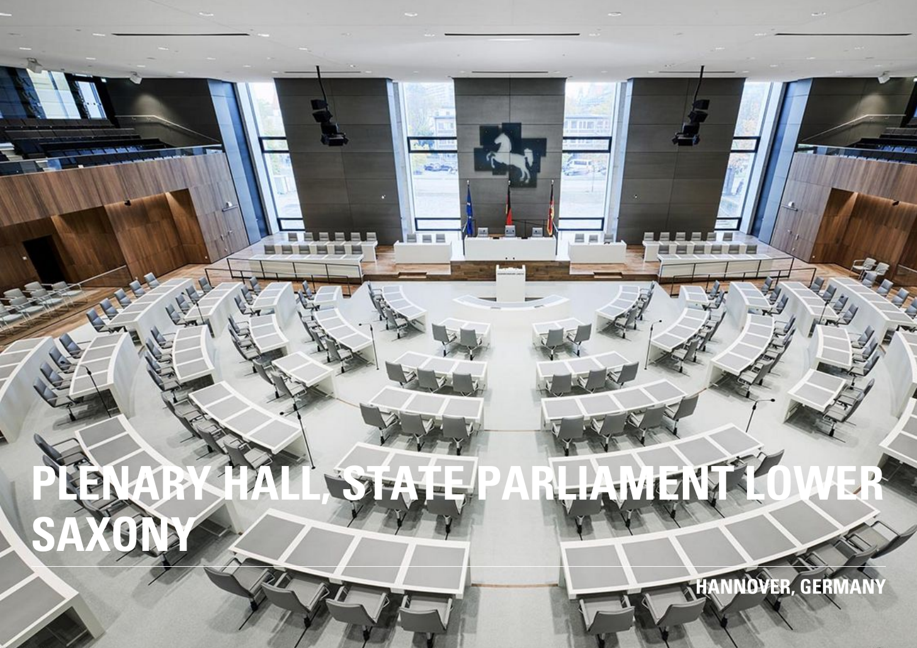# PLENARY HALL, STATE PARLIAMENT LOWER SAXONY

HANNOVER, GERMANY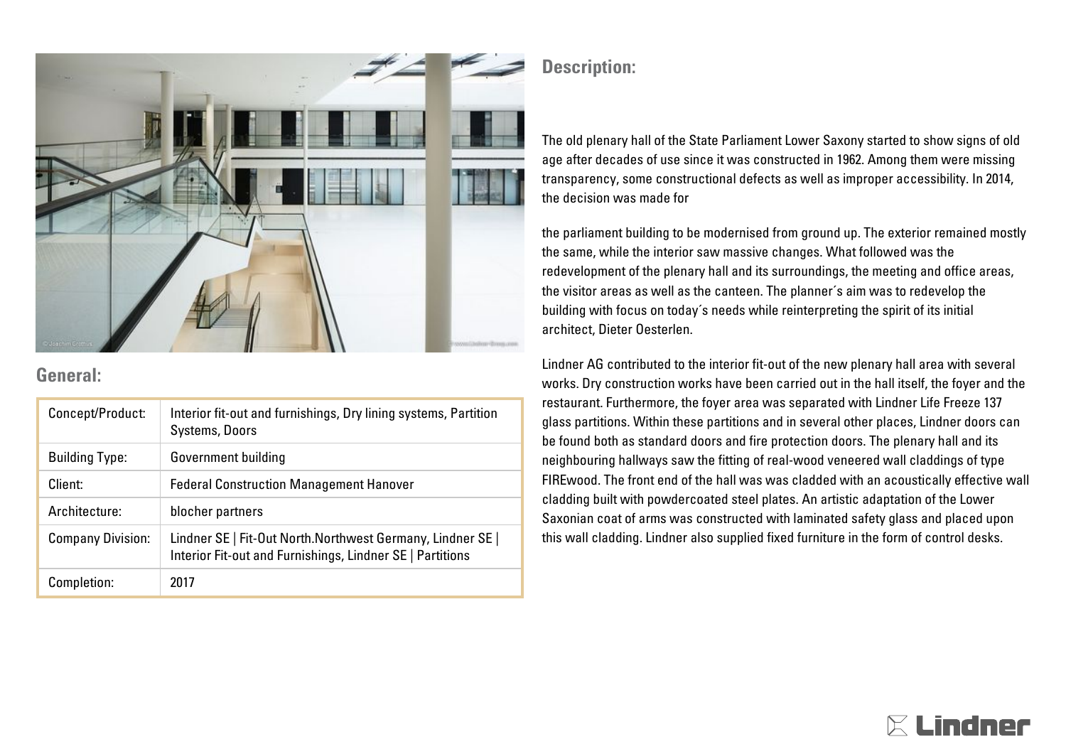## General:

| Concept/Product: | Interior fit-out and furnishings, Dry lining systems, Partition Systems, Doors |
|---|---|
| Building Type: | Government building |
| Client: | Federal Construction Management Hanover |
| Architecture: | blocher partners |
| Company Division: | Lindner SE \| Fit-Out North.Northwest Germany, Lindner SE \| Interior Fit-out and Furnishings, Lindner SE \| Partitions |
| Completion: | 2017 |

## Description:

The old plenary hall of the State Parliament Lower Saxony started to show signs of old age after decades of use since it was constructed in 1962. Among them were missing transparency, some constructional defects as well as improper accessibility. In 2014, the decision was made for

the parliament building to be modernised from ground up. The exterior remained mostly the same, while the interior saw massive changes. What followed was the redevelopment of the plenary hall and its surroundings, the meeting and office areas, the visitor areas as well as the canteen. The planner´s aim was to redevelop the building with focus on today´s needs while reinterpreting the spirit of its initial architect, Dieter Oesterlen.

Lindner AG contributed to the interior fit-out of the new plenary hall area with several works. Dry construction works have been carried out in the hall itself, the foyer and the restaurant. Furthermore, the foyer area was separated with Lindner Life Freeze 137 glass partitions. Within these partitions and in several other places, Lindner doors can be found both as standard doors and fire protection doors. The plenary hall and its neighbouring hallways saw the fitting of real-wood veneered wall claddings of type FIREwood. The front end of the hall was was cladded with an acoustically effective wall cladding built with powdercoated steel plates. An artistic adaptation of the Lower Saxonian coat of arms was constructed with laminated safety glass and placed upon this wall cladding. Lindner also supplied fixed furniture in the form of control desks.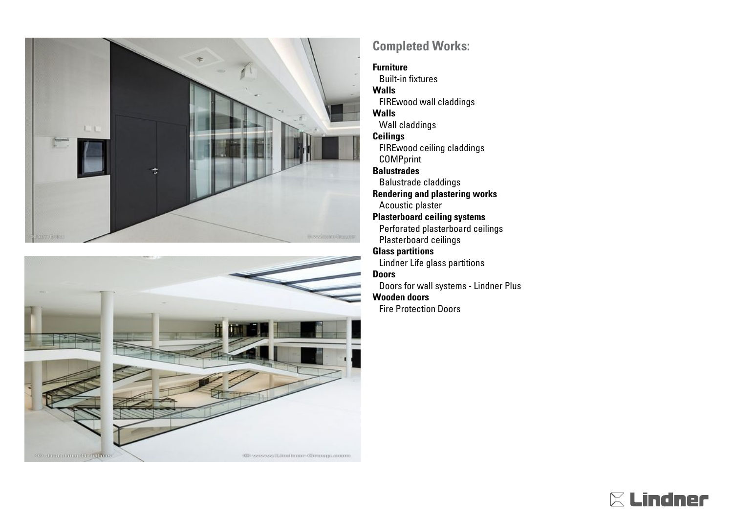## Completed Works:

**Furniture**
  Built-in fixtures
**Walls**
  FIREwood wall claddings
**Walls**
  Wall claddings
**Ceilings**
  FIREwood ceiling claddings
  COMPprint
**Balustrades**
  Balustrade claddings
**Rendering and plastering works**
  Acoustic plaster
**Plasterboard ceiling systems**
  Perforated plasterboard ceilings
  Plasterboard ceilings
**Glass partitions**
  Lindner Life glass partitions
**Doors**
  Doors for wall systems - Lindner Plus
**Wooden doors**
  Fire Protection Doors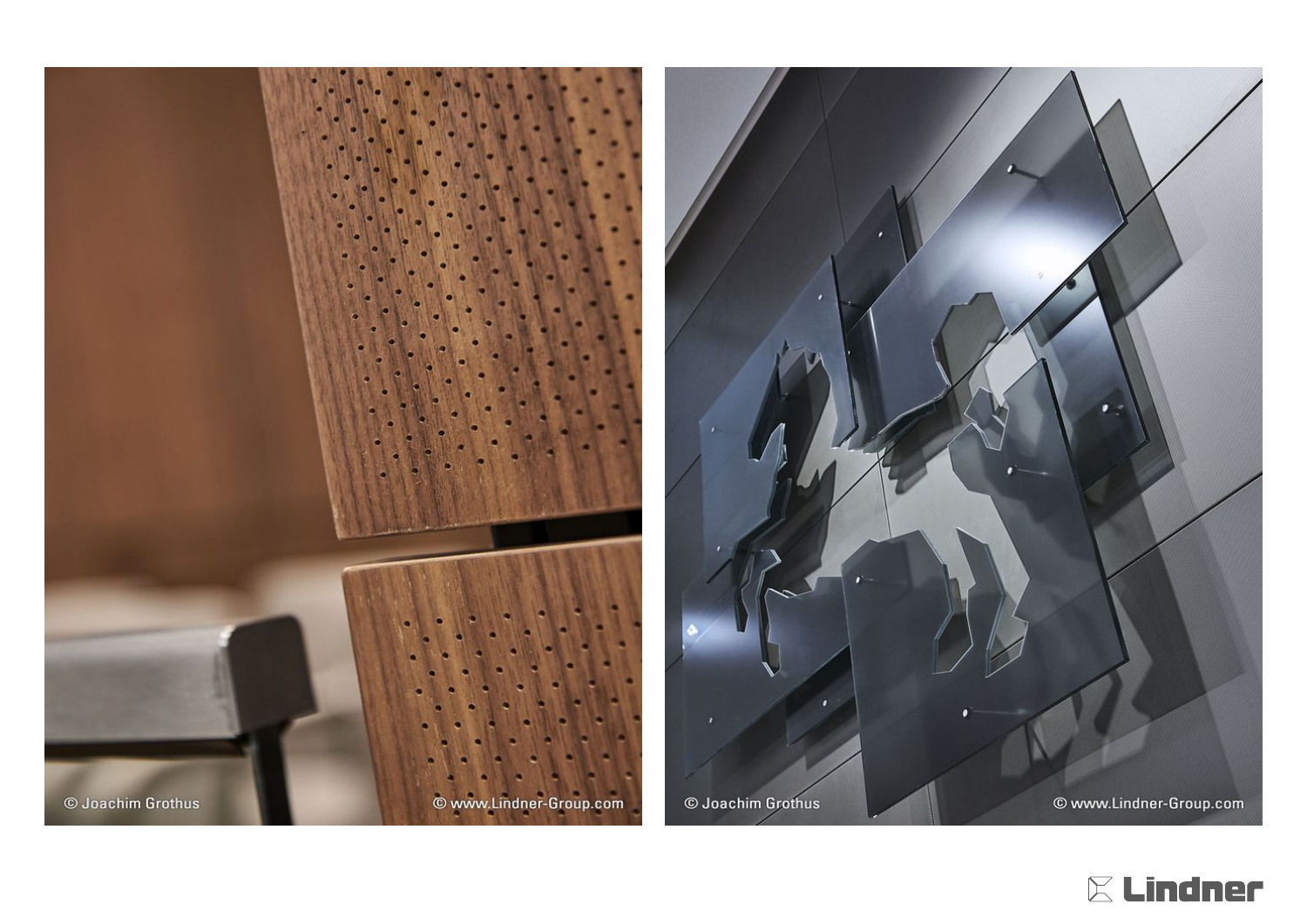© Joachim Grothus © www.Lindner-Group.com

© Joachim Grothus © www.Lindner-Group.com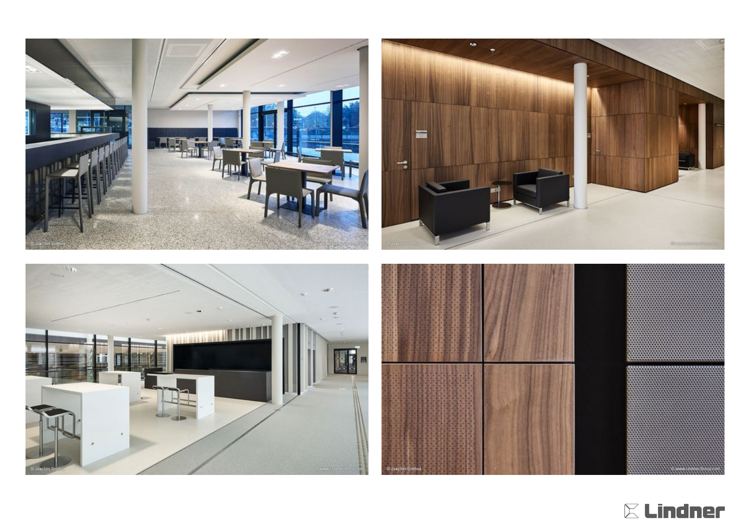Lindner